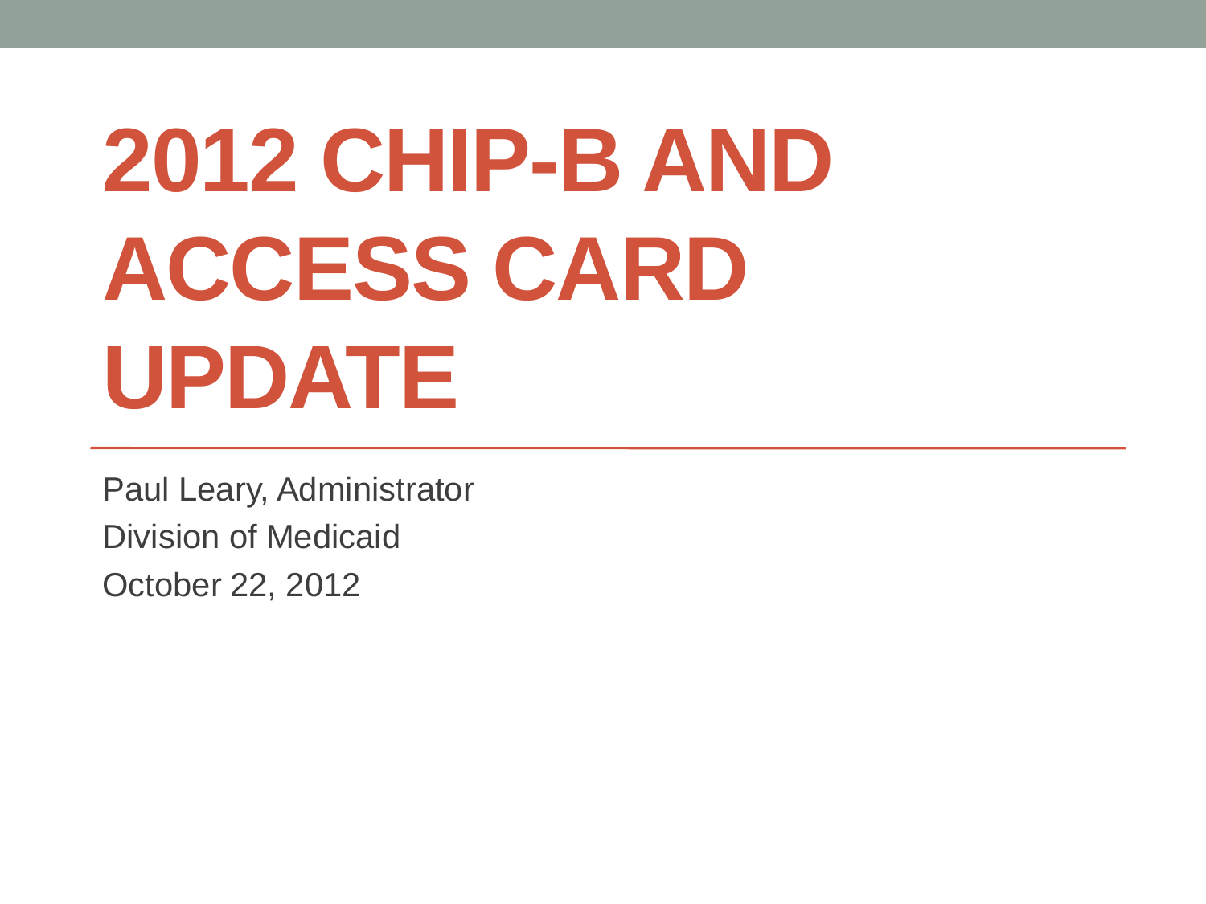# 2012 CHIP-B AND ACCESS CARD UPDATE

Paul Leary, Administrator

Division of Medicaid

October 22, 2012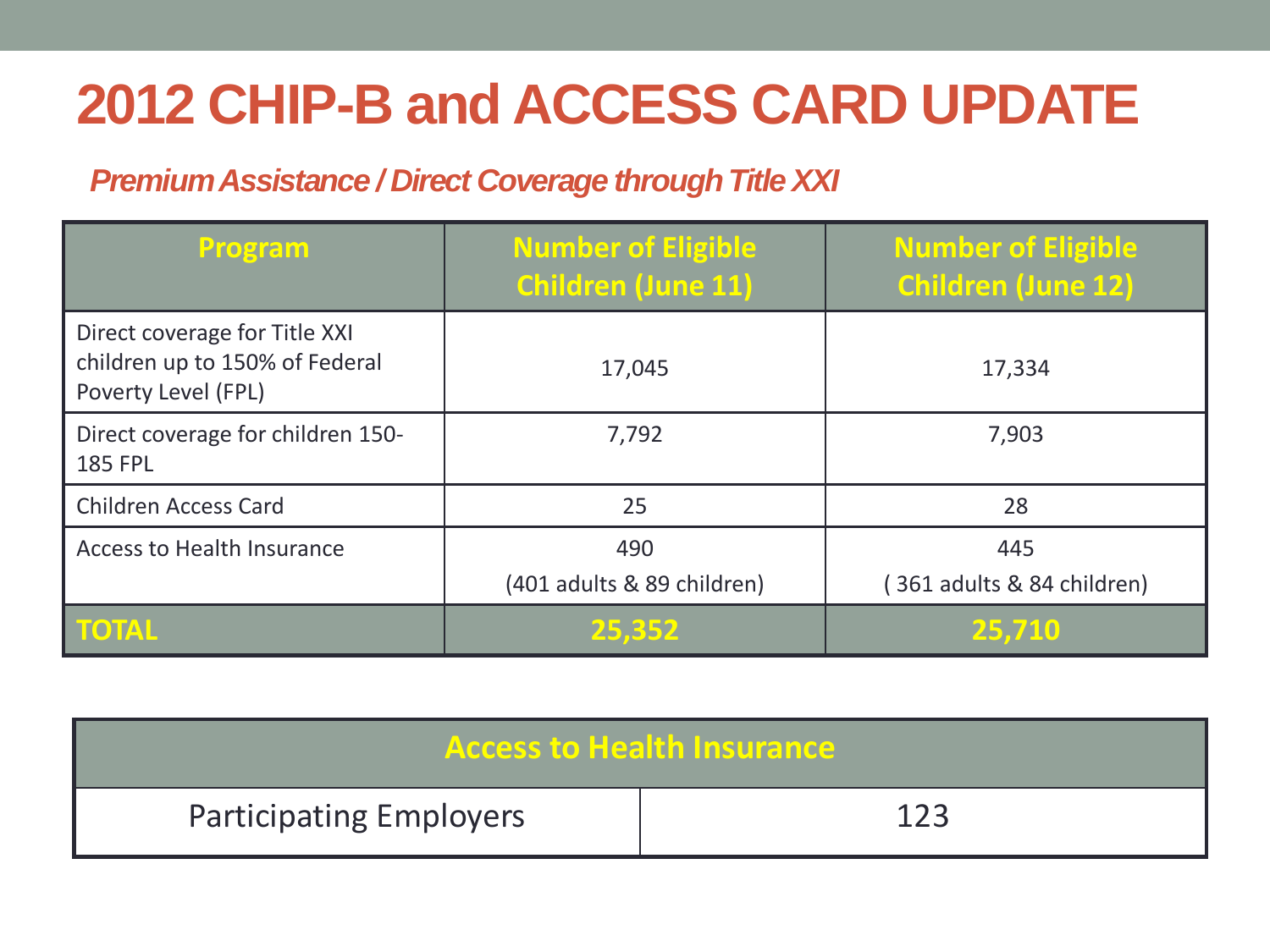# 2012 CHIP-B and ACCESS CARD UPDATE

*Premium Assistance / Direct Coverage through Title XXI*

| Program | Number of Eligible Children (June 11) | Number of Eligible Children (June 12) |
|---|---|---|
| Direct coverage for Title XXI children up to 150% of Federal Poverty Level (FPL) | 17,045 | 17,334 |
| Direct coverage for children 150-185 FPL | 7,792 | 7,903 |
| Children Access Card | 25 | 28 |
| Access to Health Insurance | 490 (401 adults & 89 children) | 445 ( 361 adults & 84 children) |
| **TOTAL** | **25,352** | **25,710** |

| Access to Health Insurance | |
|---|---|
| Participating Employers | 123 |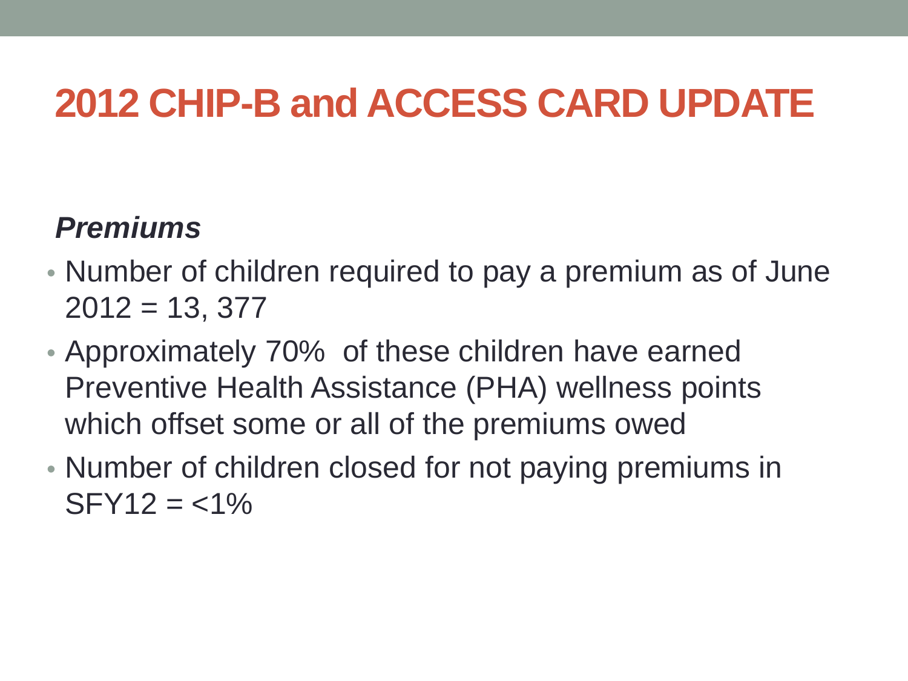# 2012 CHIP-B and ACCESS CARD UPDATE

***Premiums***

- Number of children required to pay a premium as of June 2012 = 13, 377
- Approximately 70% of these children have earned Preventive Health Assistance (PHA) wellness points which offset some or all of the premiums owed
- Number of children closed for not paying premiums in SFY12 = <1%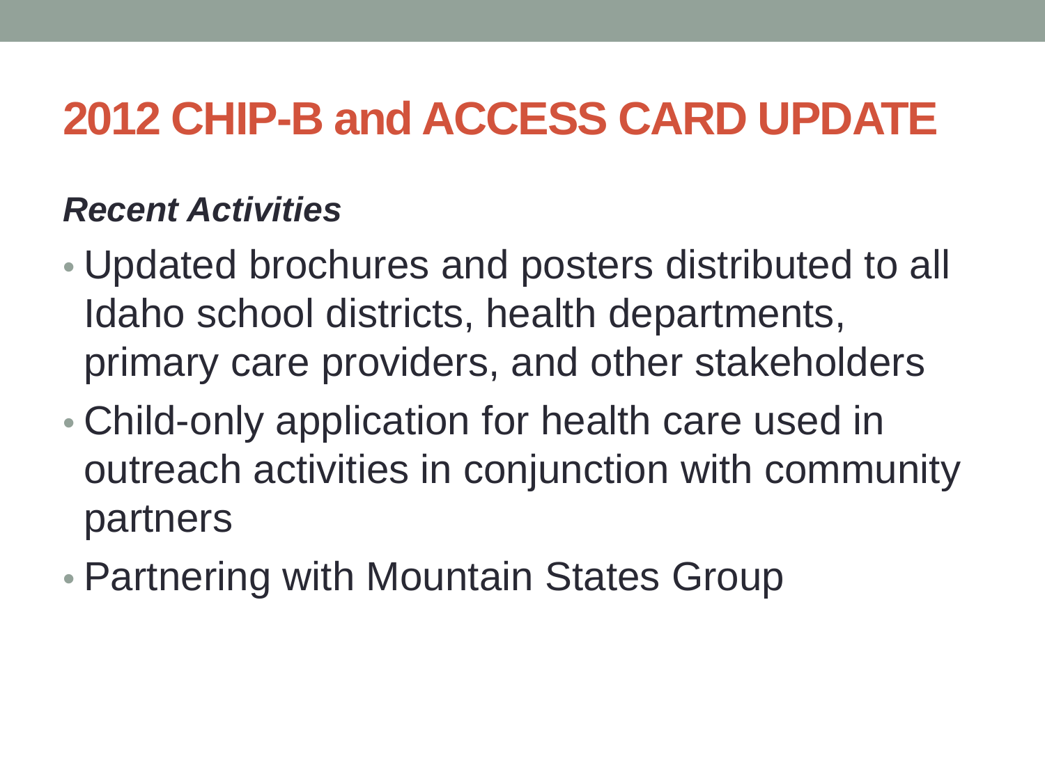# 2012 CHIP-B and ACCESS CARD UPDATE

***Recent Activities***

- Updated brochures and posters distributed to all Idaho school districts, health departments, primary care providers, and other stakeholders
- Child-only application for health care used in outreach activities in conjunction with community partners
- Partnering with Mountain States Group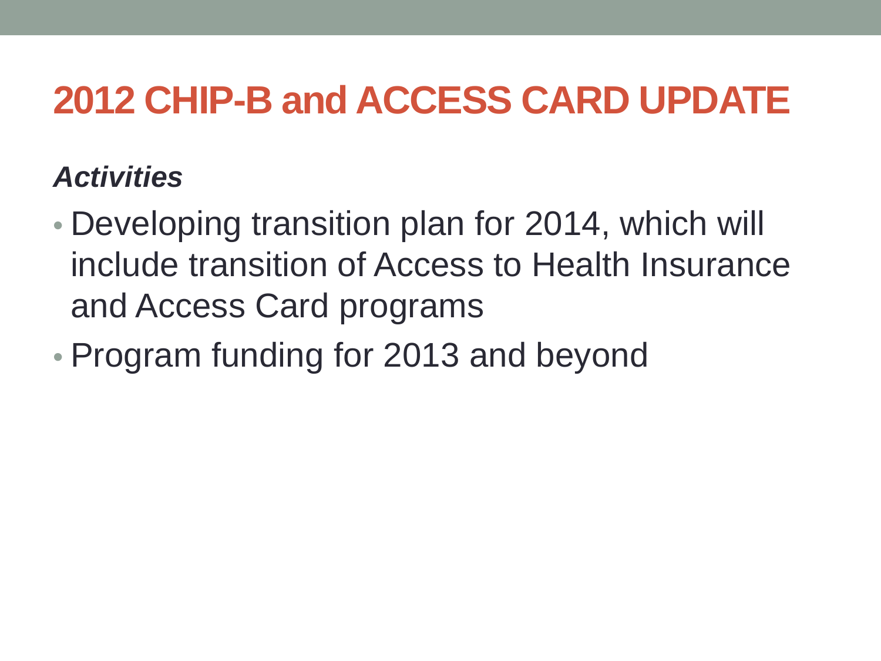# 2012 CHIP-B and ACCESS CARD UPDATE

***Activities***

- Developing transition plan for 2014, which will include transition of Access to Health Insurance and Access Card programs
- Program funding for 2013 and beyond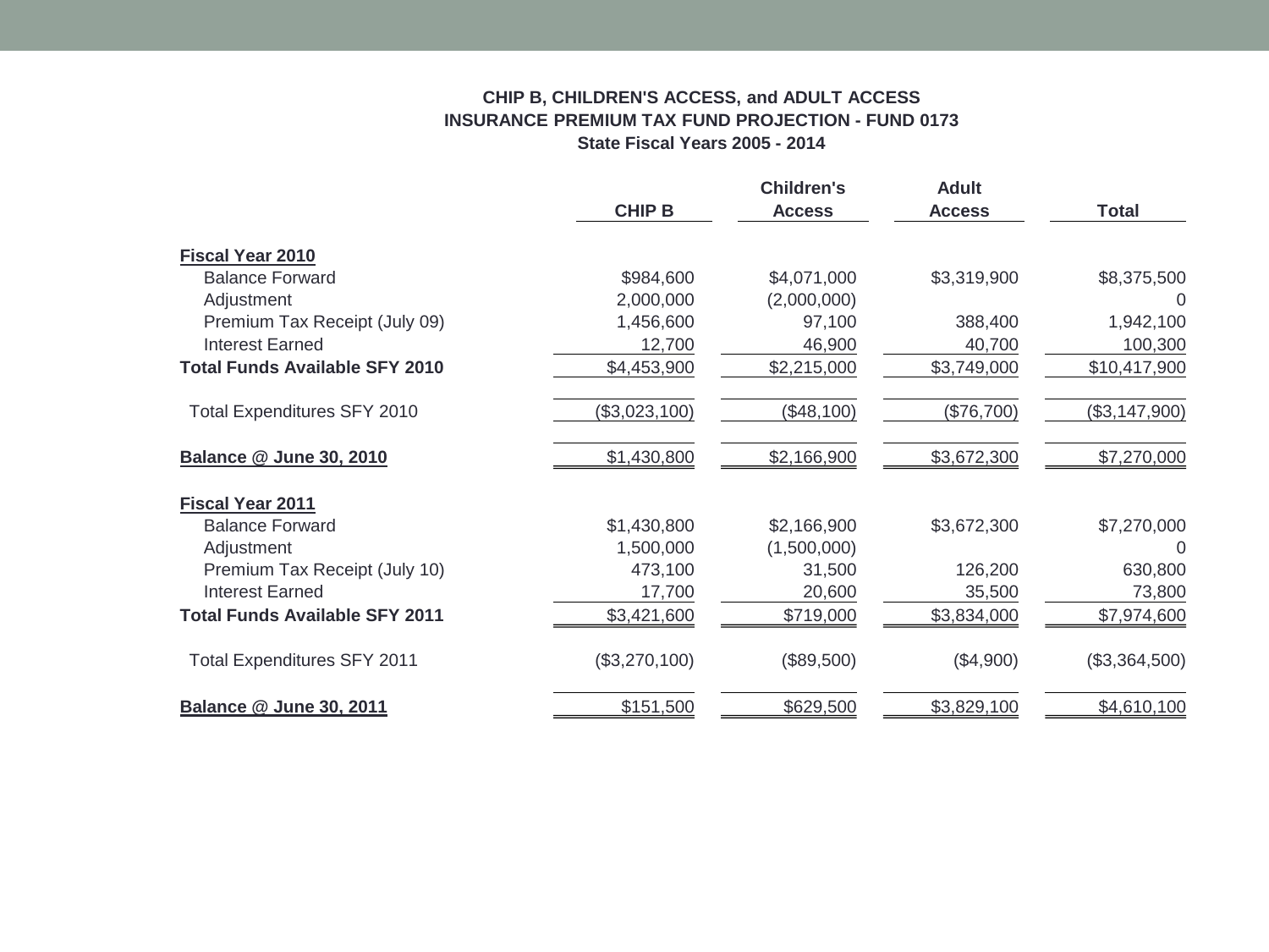**CHIP B, CHILDREN'S ACCESS, and ADULT ACCESS**
**INSURANCE PREMIUM TAX FUND PROJECTION - FUND 0173**
**State Fiscal Years 2005 - 2014**

| | CHIP B | Children's Access | Adult Access | Total |
|---|---|---|---|---|
| **Fiscal Year 2010** | | | | |
| Balance Forward | $984,600 | $4,071,000 | $3,319,900 | $8,375,500 |
| Adjustment | 2,000,000 | (2,000,000) | | 0 |
| Premium Tax Receipt (July 09) | 1,456,600 | 97,100 | 388,400 | 1,942,100 |
| Interest Earned | 12,700 | 46,900 | 40,700 | 100,300 |
| **Total Funds Available SFY 2010** | $4,453,900 | $2,215,000 | $3,749,000 | $10,417,900 |
| Total Expenditures SFY 2010 | ($3,023,100) | ($48,100) | ($76,700) | ($3,147,900) |
| **Balance @ June 30, 2010** | $1,430,800 | $2,166,900 | $3,672,300 | $7,270,000 |
| **Fiscal Year 2011** | | | | |
| Balance Forward | $1,430,800 | $2,166,900 | $3,672,300 | $7,270,000 |
| Adjustment | 1,500,000 | (1,500,000) | | 0 |
| Premium Tax Receipt (July 10) | 473,100 | 31,500 | 126,200 | 630,800 |
| Interest Earned | 17,700 | 20,600 | 35,500 | 73,800 |
| **Total Funds Available SFY 2011** | $3,421,600 | $719,000 | $3,834,000 | $7,974,600 |
| Total Expenditures SFY 2011 | ($3,270,100) | ($89,500) | ($4,900) | ($3,364,500) |
| **Balance @ June 30, 2011** | $151,500 | $629,500 | $3,829,100 | $4,610,100 |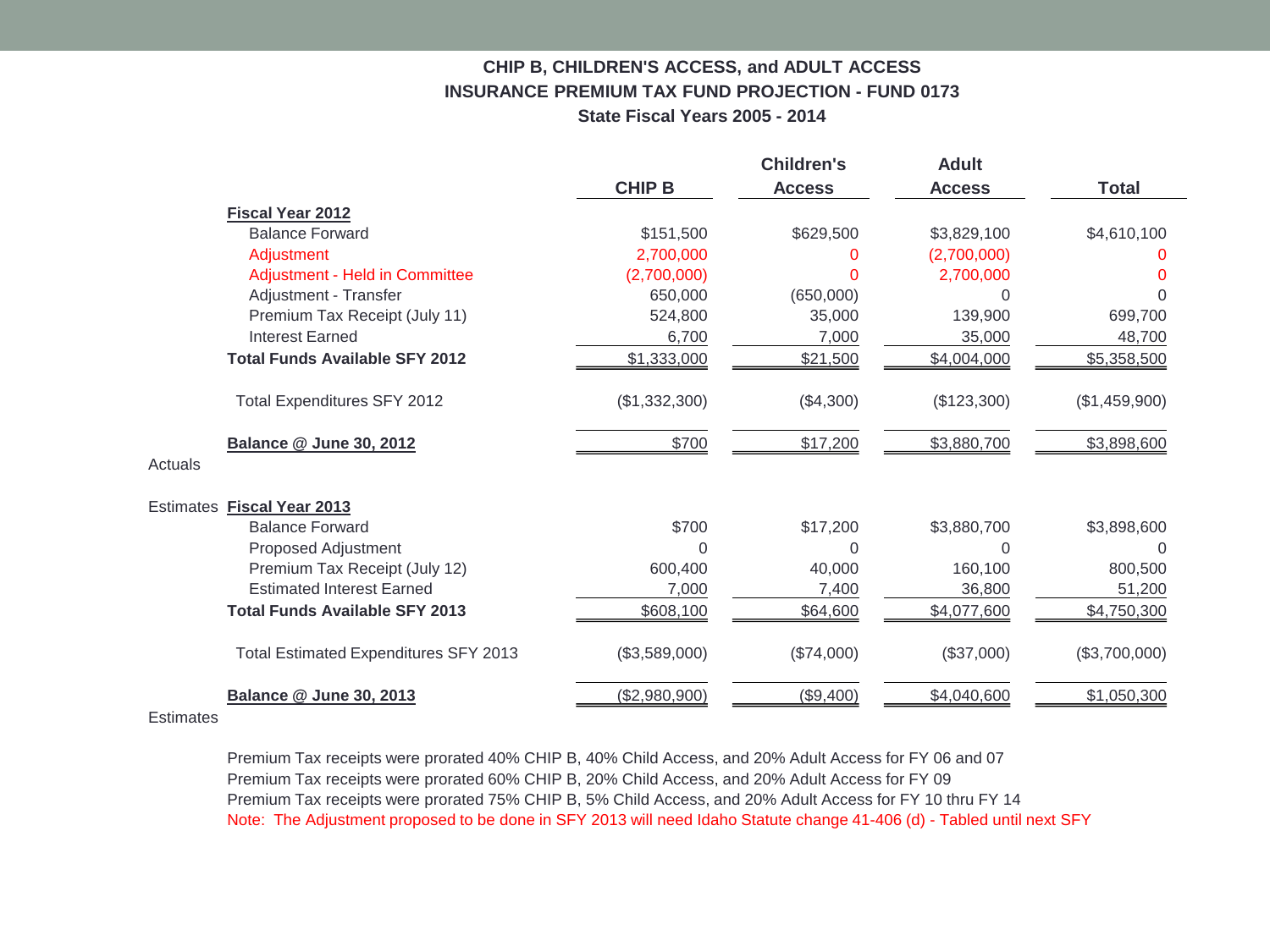## CHIP B, CHILDREN'S ACCESS, and ADULT ACCESS
## INSURANCE PREMIUM TAX FUND PROJECTION - FUND 0173
## State Fiscal Years 2005 - 2014

| | | CHIP B | Children's Access | Adult Access | Total |
|---|---|---|---|---|---|
| | **Fiscal Year 2012** | | | | |
| | Balance Forward | $151,500 | $629,500 | $3,829,100 | $4,610,100 |
| | Adjustment | 2,700,000 | 0 | (2,700,000) | 0 |
| | Adjustment - Held in Committee | (2,700,000) | 0 | 2,700,000 | 0 |
| | Adjustment - Transfer | 650,000 | (650,000) | 0 | 0 |
| | Premium Tax Receipt (July 11) | 524,800 | 35,000 | 139,900 | 699,700 |
| | Interest Earned | 6,700 | 7,000 | 35,000 | 48,700 |
| | **Total Funds Available SFY 2012** | $1,333,000 | $21,500 | $4,004,000 | $5,358,500 |
| | Total Expenditures SFY 2012 | ($1,332,300) | ($4,300) | ($123,300) | ($1,459,900) |
| | **Balance @ June 30, 2012** | $700 | $17,200 | $3,880,700 | $3,898,600 |
| Actuals | | | | | |
| Estimates | **Fiscal Year 2013** | | | | |
| | Balance Forward | $700 | $17,200 | $3,880,700 | $3,898,600 |
| | Proposed Adjustment | 0 | 0 | 0 | 0 |
| | Premium Tax Receipt (July 12) | 600,400 | 40,000 | 160,100 | 800,500 |
| | Estimated Interest Earned | 7,000 | 7,400 | 36,800 | 51,200 |
| | **Total Funds Available SFY 2013** | $608,100 | $64,600 | $4,077,600 | $4,750,300 |
| | Total Estimated Expenditures SFY 2013 | ($3,589,000) | ($74,000) | ($37,000) | ($3,700,000) |
| | **Balance @ June 30, 2013** | ($2,980,900) | ($9,400) | $4,040,600 | $1,050,300 |
| Estimates | | | | | |

Premium Tax receipts were prorated 40% CHIP B, 40% Child Access, and 20% Adult Access for FY 06 and 07
Premium Tax receipts were prorated 60% CHIP B, 20% Child Access, and 20% Adult Access for FY 09
Premium Tax receipts were prorated 75% CHIP B, 5% Child Access, and 20% Adult Access for FY 10 thru FY 14
Note: The Adjustment proposed to be done in SFY 2013 will need Idaho Statute change 41-406 (d) - Tabled until next SFY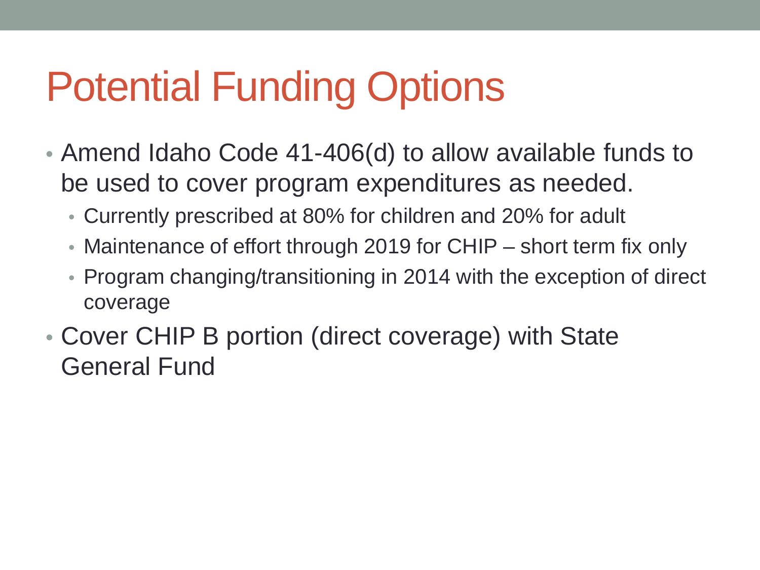# Potential Funding Options

- Amend Idaho Code 41-406(d) to allow available funds to be used to cover program expenditures as needed.
  - Currently prescribed at 80% for children and 20% for adult
  - Maintenance of effort through 2019 for CHIP – short term fix only
  - Program changing/transitioning in 2014 with the exception of direct coverage
- Cover CHIP B portion (direct coverage) with State General Fund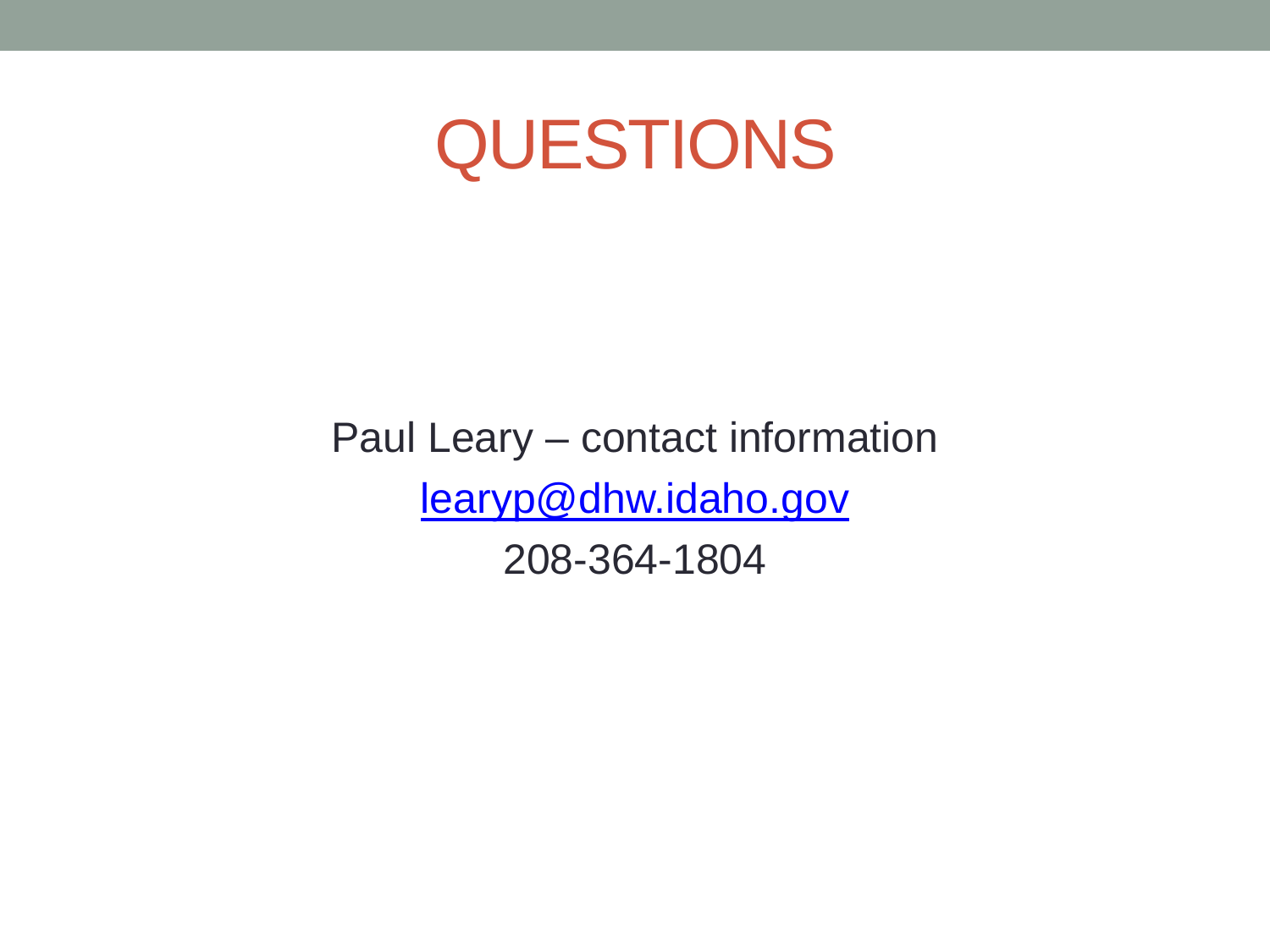# QUESTIONS

Paul Leary – contact information

learyp@dhw.idaho.gov

208-364-1804